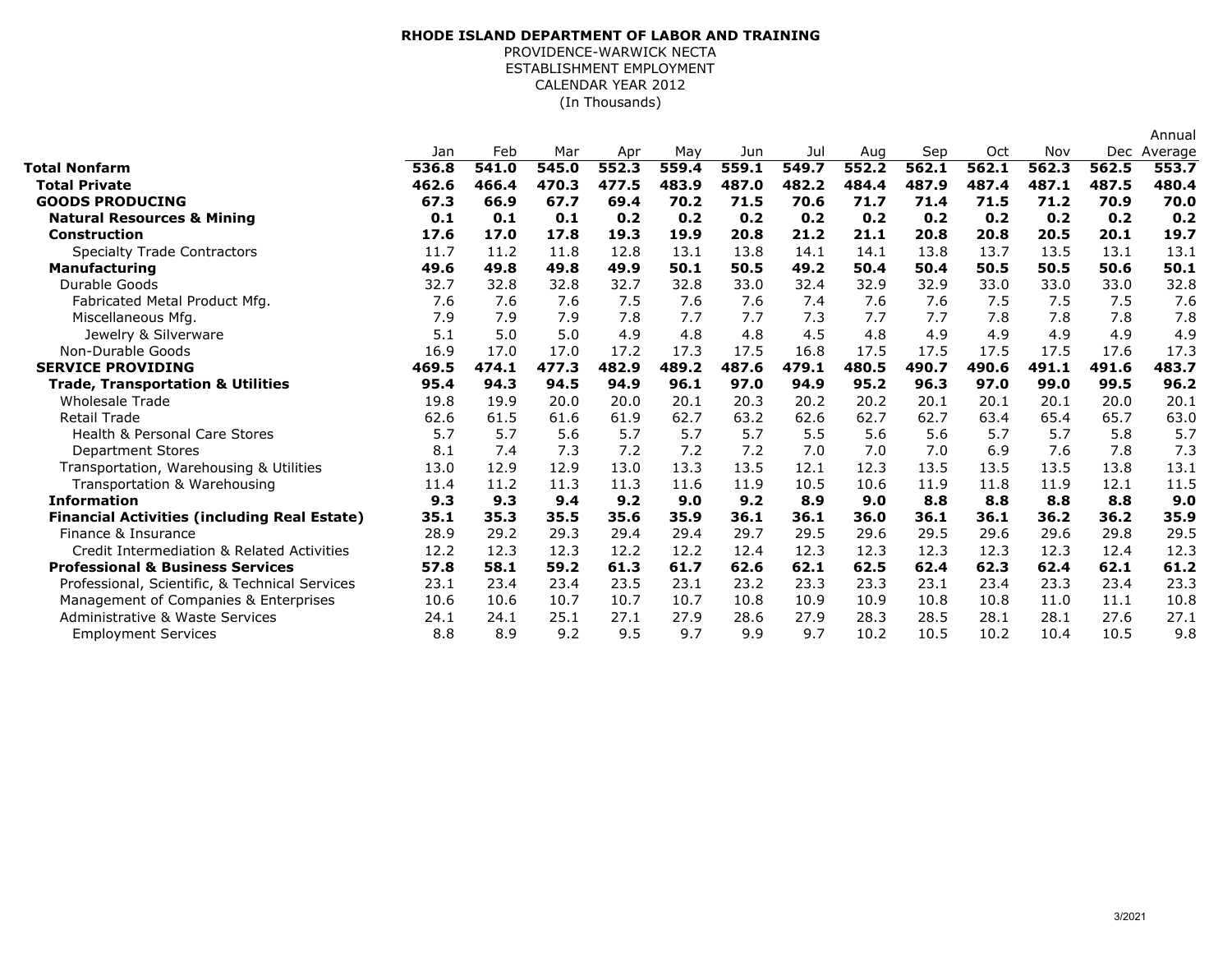**RHODE ISLAND DEPARTMENT OF LABOR AND TRAINING**
PROVIDENCE-WARWICK NECTA
ESTABLISHMENT EMPLOYMENT
CALENDAR YEAR 2012
(In Thousands)

| | Jan | Feb | Mar | Apr | May | Jun | Jul | Aug | Sep | Oct | Nov | Dec | Annual Average |
|---|---|---|---|---|---|---|---|---|---|---|---|---|---|
| **Total Nonfarm** | **536.8** | **541.0** | **545.0** | **552.3** | **559.4** | **559.1** | **549.7** | **552.2** | **562.1** | **562.1** | **562.3** | **562.5** | **553.7** |
| **Total Private** | **462.6** | **466.4** | **470.3** | **477.5** | **483.9** | **487.0** | **482.2** | **484.4** | **487.9** | **487.4** | **487.1** | **487.5** | **480.4** |
| **GOODS PRODUCING** | **67.3** | **66.9** | **67.7** | **69.4** | **70.2** | **71.5** | **70.6** | **71.7** | **71.4** | **71.5** | **71.2** | **70.9** | **70.0** |
| **Natural Resources & Mining** | **0.1** | **0.1** | **0.1** | **0.2** | **0.2** | **0.2** | **0.2** | **0.2** | **0.2** | **0.2** | **0.2** | **0.2** | **0.2** |
| **Construction** | **17.6** | **17.0** | **17.8** | **19.3** | **19.9** | **20.8** | **21.2** | **21.1** | **20.8** | **20.8** | **20.5** | **20.1** | **19.7** |
| Specialty Trade Contractors | 11.7 | 11.2 | 11.8 | 12.8 | 13.1 | 13.8 | 14.1 | 14.1 | 13.8 | 13.7 | 13.5 | 13.1 | 13.1 |
| **Manufacturing** | **49.6** | **49.8** | **49.8** | **49.9** | **50.1** | **50.5** | **49.2** | **50.4** | **50.4** | **50.5** | **50.5** | **50.6** | **50.1** |
| Durable Goods | 32.7 | 32.8 | 32.8 | 32.7 | 32.8 | 33.0 | 32.4 | 32.9 | 32.9 | 33.0 | 33.0 | 33.0 | 32.8 |
| Fabricated Metal Product Mfg. | 7.6 | 7.6 | 7.6 | 7.5 | 7.6 | 7.6 | 7.4 | 7.6 | 7.6 | 7.5 | 7.5 | 7.5 | 7.6 |
| Miscellaneous Mfg. | 7.9 | 7.9 | 7.9 | 7.8 | 7.7 | 7.7 | 7.3 | 7.7 | 7.7 | 7.8 | 7.8 | 7.8 | 7.8 |
| Jewelry & Silverware | 5.1 | 5.0 | 5.0 | 4.9 | 4.8 | 4.8 | 4.5 | 4.8 | 4.9 | 4.9 | 4.9 | 4.9 | 4.9 |
| Non-Durable Goods | 16.9 | 17.0 | 17.0 | 17.2 | 17.3 | 17.5 | 16.8 | 17.5 | 17.5 | 17.5 | 17.5 | 17.6 | 17.3 |
| **SERVICE PROVIDING** | **469.5** | **474.1** | **477.3** | **482.9** | **489.2** | **487.6** | **479.1** | **480.5** | **490.7** | **490.6** | **491.1** | **491.6** | **483.7** |
| **Trade, Transportation & Utilities** | **95.4** | **94.3** | **94.5** | **94.9** | **96.1** | **97.0** | **94.9** | **95.2** | **96.3** | **97.0** | **99.0** | **99.5** | **96.2** |
| Wholesale Trade | 19.8 | 19.9 | 20.0 | 20.0 | 20.1 | 20.3 | 20.2 | 20.2 | 20.1 | 20.1 | 20.1 | 20.0 | 20.1 |
| Retail Trade | 62.6 | 61.5 | 61.6 | 61.9 | 62.7 | 63.2 | 62.6 | 62.7 | 62.7 | 63.4 | 65.4 | 65.7 | 63.0 |
| Health & Personal Care Stores | 5.7 | 5.7 | 5.6 | 5.7 | 5.7 | 5.7 | 5.5 | 5.6 | 5.6 | 5.7 | 5.7 | 5.8 | 5.7 |
| Department Stores | 8.1 | 7.4 | 7.3 | 7.2 | 7.2 | 7.2 | 7.0 | 7.0 | 7.0 | 6.9 | 7.6 | 7.8 | 7.3 |
| Transportation, Warehousing & Utilities | 13.0 | 12.9 | 12.9 | 13.0 | 13.3 | 13.5 | 12.1 | 12.3 | 13.5 | 13.5 | 13.5 | 13.8 | 13.1 |
| Transportation & Warehousing | 11.4 | 11.2 | 11.3 | 11.3 | 11.6 | 11.9 | 10.5 | 10.6 | 11.9 | 11.8 | 11.9 | 12.1 | 11.5 |
| **Information** | **9.3** | **9.3** | **9.4** | **9.2** | **9.0** | **9.2** | **8.9** | **9.0** | **8.8** | **8.8** | **8.8** | **8.8** | **9.0** |
| **Financial Activities (including Real Estate)** | **35.1** | **35.3** | **35.5** | **35.6** | **35.9** | **36.1** | **36.1** | **36.0** | **36.1** | **36.1** | **36.2** | **36.2** | **35.9** |
| Finance & Insurance | 28.9 | 29.2 | 29.3 | 29.4 | 29.4 | 29.7 | 29.5 | 29.6 | 29.5 | 29.6 | 29.6 | 29.8 | 29.5 |
| Credit Intermediation & Related Activities | 12.2 | 12.3 | 12.3 | 12.2 | 12.2 | 12.4 | 12.3 | 12.3 | 12.3 | 12.3 | 12.3 | 12.4 | 12.3 |
| **Professional & Business Services** | **57.8** | **58.1** | **59.2** | **61.3** | **61.7** | **62.6** | **62.1** | **62.5** | **62.4** | **62.3** | **62.4** | **62.1** | **61.2** |
| Professional, Scientific, & Technical Services | 23.1 | 23.4 | 23.4 | 23.5 | 23.1 | 23.2 | 23.3 | 23.3 | 23.1 | 23.4 | 23.3 | 23.4 | 23.3 |
| Management of Companies & Enterprises | 10.6 | 10.6 | 10.7 | 10.7 | 10.7 | 10.8 | 10.9 | 10.9 | 10.8 | 10.8 | 11.0 | 11.1 | 10.8 |
| Administrative & Waste Services | 24.1 | 24.1 | 25.1 | 27.1 | 27.9 | 28.6 | 27.9 | 28.3 | 28.5 | 28.1 | 28.1 | 27.6 | 27.1 |
| Employment Services | 8.8 | 8.9 | 9.2 | 9.5 | 9.7 | 9.9 | 9.7 | 10.2 | 10.5 | 10.2 | 10.4 | 10.5 | 9.8 |

3/2021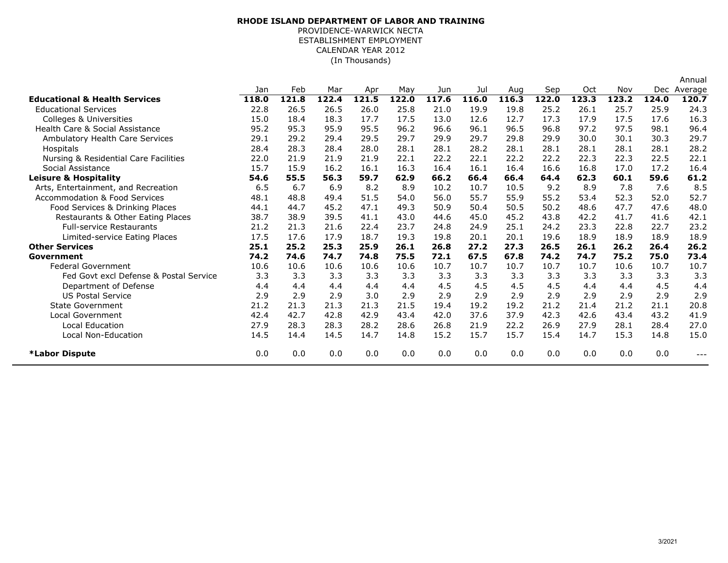**RHODE ISLAND DEPARTMENT OF LABOR AND TRAINING**
PROVIDENCE-WARWICK NECTA
ESTABLISHMENT EMPLOYMENT
CALENDAR YEAR 2012
(In Thousands)

| | Jan | Feb | Mar | Apr | May | Jun | Jul | Aug | Sep | Oct | Nov | Dec | Annual Average |
|---|---|---|---|---|---|---|---|---|---|---|---|---|---|
| **Educational & Health Services** | **118.0** | **121.8** | **122.4** | **121.5** | **122.0** | **117.6** | **116.0** | **116.3** | **122.0** | **123.3** | **123.2** | **124.0** | **120.7** |
| Educational Services | 22.8 | 26.5 | 26.5 | 26.0 | 25.8 | 21.0 | 19.9 | 19.8 | 25.2 | 26.1 | 25.7 | 25.9 | 24.3 |
| Colleges & Universities | 15.0 | 18.4 | 18.3 | 17.7 | 17.5 | 13.0 | 12.6 | 12.7 | 17.3 | 17.9 | 17.5 | 17.6 | 16.3 |
| Health Care & Social Assistance | 95.2 | 95.3 | 95.9 | 95.5 | 96.2 | 96.6 | 96.1 | 96.5 | 96.8 | 97.2 | 97.5 | 98.1 | 96.4 |
| Ambulatory Health Care Services | 29.1 | 29.2 | 29.4 | 29.5 | 29.7 | 29.9 | 29.7 | 29.8 | 29.9 | 30.0 | 30.1 | 30.3 | 29.7 |
| Hospitals | 28.4 | 28.3 | 28.4 | 28.0 | 28.1 | 28.1 | 28.2 | 28.1 | 28.1 | 28.1 | 28.1 | 28.1 | 28.2 |
| Nursing & Residential Care Facilities | 22.0 | 21.9 | 21.9 | 21.9 | 22.1 | 22.2 | 22.1 | 22.2 | 22.2 | 22.3 | 22.3 | 22.5 | 22.1 |
| Social Assistance | 15.7 | 15.9 | 16.2 | 16.1 | 16.3 | 16.4 | 16.1 | 16.4 | 16.6 | 16.8 | 17.0 | 17.2 | 16.4 |
| **Leisure & Hospitality** | **54.6** | **55.5** | **56.3** | **59.7** | **62.9** | **66.2** | **66.4** | **66.4** | **64.4** | **62.3** | **60.1** | **59.6** | **61.2** |
| Arts, Entertainment, and Recreation | 6.5 | 6.7 | 6.9 | 8.2 | 8.9 | 10.2 | 10.7 | 10.5 | 9.2 | 8.9 | 7.8 | 7.6 | 8.5 |
| Accommodation & Food Services | 48.1 | 48.8 | 49.4 | 51.5 | 54.0 | 56.0 | 55.7 | 55.9 | 55.2 | 53.4 | 52.3 | 52.0 | 52.7 |
| Food Services & Drinking Places | 44.1 | 44.7 | 45.2 | 47.1 | 49.3 | 50.9 | 50.4 | 50.5 | 50.2 | 48.6 | 47.7 | 47.6 | 48.0 |
| Restaurants & Other Eating Places | 38.7 | 38.9 | 39.5 | 41.1 | 43.0 | 44.6 | 45.0 | 45.2 | 43.8 | 42.2 | 41.7 | 41.6 | 42.1 |
| Full-service Restaurants | 21.2 | 21.3 | 21.6 | 22.4 | 23.7 | 24.8 | 24.9 | 25.1 | 24.2 | 23.3 | 22.8 | 22.7 | 23.2 |
| Limited-service Eating Places | 17.5 | 17.6 | 17.9 | 18.7 | 19.3 | 19.8 | 20.1 | 20.1 | 19.6 | 18.9 | 18.9 | 18.9 | 18.9 |
| **Other Services** | **25.1** | **25.2** | **25.3** | **25.9** | **26.1** | **26.8** | **27.2** | **27.3** | **26.5** | **26.1** | **26.2** | **26.4** | **26.2** |
| **Government** | **74.2** | **74.6** | **74.7** | **74.8** | **75.5** | **72.1** | **67.5** | **67.8** | **74.2** | **74.7** | **75.2** | **75.0** | **73.4** |
| Federal Government | 10.6 | 10.6 | 10.6 | 10.6 | 10.6 | 10.7 | 10.7 | 10.7 | 10.7 | 10.7 | 10.6 | 10.7 | 10.7 |
| Fed Govt excl Defense & Postal Service | 3.3 | 3.3 | 3.3 | 3.3 | 3.3 | 3.3 | 3.3 | 3.3 | 3.3 | 3.3 | 3.3 | 3.3 | 3.3 |
| Department of Defense | 4.4 | 4.4 | 4.4 | 4.4 | 4.4 | 4.5 | 4.5 | 4.5 | 4.5 | 4.4 | 4.4 | 4.5 | 4.4 |
| US Postal Service | 2.9 | 2.9 | 2.9 | 3.0 | 2.9 | 2.9 | 2.9 | 2.9 | 2.9 | 2.9 | 2.9 | 2.9 | 2.9 |
| State Government | 21.2 | 21.3 | 21.3 | 21.3 | 21.5 | 19.4 | 19.2 | 19.2 | 21.2 | 21.4 | 21.2 | 21.1 | 20.8 |
| Local Government | 42.4 | 42.7 | 42.8 | 42.9 | 43.4 | 42.0 | 37.6 | 37.9 | 42.3 | 42.6 | 43.4 | 43.2 | 41.9 |
| Local Education | 27.9 | 28.3 | 28.3 | 28.2 | 28.6 | 26.8 | 21.9 | 22.2 | 26.9 | 27.9 | 28.1 | 28.4 | 27.0 |
| Local Non-Education | 14.5 | 14.4 | 14.5 | 14.7 | 14.8 | 15.2 | 15.7 | 15.7 | 15.4 | 14.7 | 15.3 | 14.8 | 15.0 |
| **\*Labor Dispute** | 0.0 | 0.0 | 0.0 | 0.0 | 0.0 | 0.0 | 0.0 | 0.0 | 0.0 | 0.0 | 0.0 | 0.0 | --- |

3/2021